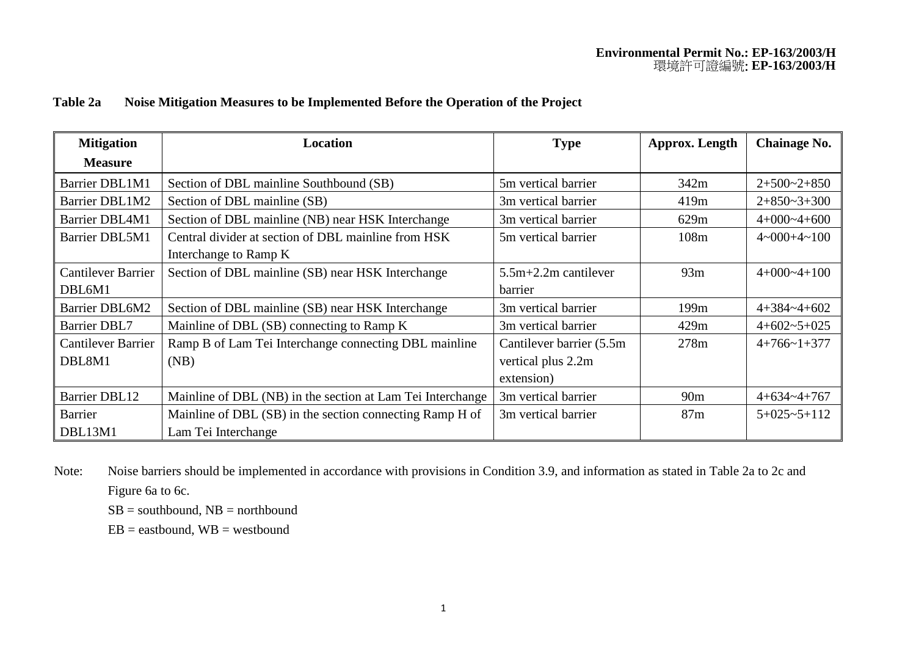**Environmental Permit No.: EP-163/2003/H**
環境許可證編號: **EP-163/2003/H**

**Table 2a Noise Mitigation Measures to be Implemented Before the Operation of the Project**

| Mitigation Measure | Location | Type | Approx. Length | Chainage No. |
|---|---|---|---|---|
| Barrier DBL1M1 | Section of DBL mainline Southbound (SB) | 5m vertical barrier | 342m | 2+500~2+850 |
| Barrier DBL1M2 | Section of DBL mainline (SB) | 3m vertical barrier | 419m | 2+850~3+300 |
| Barrier DBL4M1 | Section of DBL mainline (NB) near HSK Interchange | 3m vertical barrier | 629m | 4+000~4+600 |
| Barrier DBL5M1 | Central divider at section of DBL mainline from HSK Interchange to Ramp K | 5m vertical barrier | 108m | 4~000+4~100 |
| Cantilever Barrier DBL6M1 | Section of DBL mainline (SB) near HSK Interchange | 5.5m+2.2m cantilever barrier | 93m | 4+000~4+100 |
| Barrier DBL6M2 | Section of DBL mainline (SB) near HSK Interchange | 3m vertical barrier | 199m | 4+384~4+602 |
| Barrier DBL7 | Mainline of DBL (SB) connecting to Ramp K | 3m vertical barrier | 429m | 4+602~5+025 |
| Cantilever Barrier DBL8M1 | Ramp B of Lam Tei Interchange connecting DBL mainline (NB) | Cantilever barrier (5.5m vertical plus 2.2m extension) | 278m | 4+766~1+377 |
| Barrier DBL12 | Mainline of DBL (NB) in the section at Lam Tei Interchange | 3m vertical barrier | 90m | 4+634~4+767 |
| Barrier DBL13M1 | Mainline of DBL (SB) in the section connecting Ramp H of Lam Tei Interchange | 3m vertical barrier | 87m | 5+025~5+112 |

Note: Noise barriers should be implemented in accordance with provisions in Condition 3.9, and information as stated in Table 2a to 2c and Figure 6a to 6c.

SB = southbound, NB = northbound

EB = eastbound, WB = westbound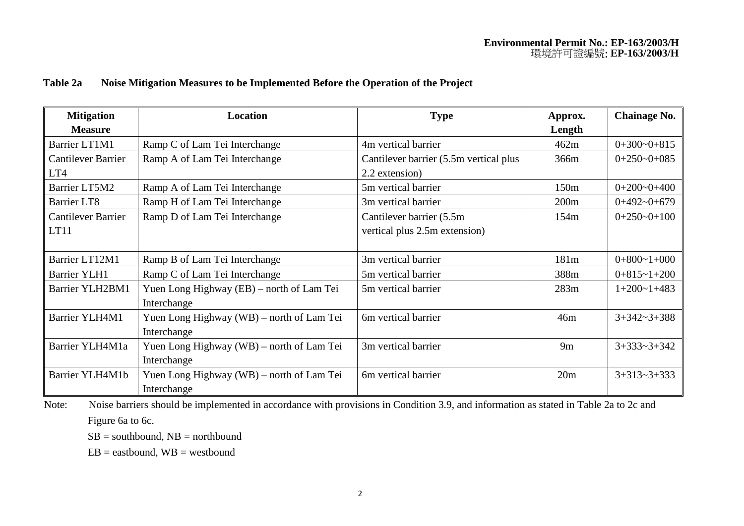**Table 2a Noise Mitigation Measures to be Implemented Before the Operation of the Project**

| Mitigation Measure | Location | Type | Approx. Length | Chainage No. |
|---|---|---|---|---|
| Barrier LT1M1 | Ramp C of Lam Tei Interchange | 4m vertical barrier | 462m | 0+300~0+815 |
| Cantilever Barrier LT4 | Ramp A of Lam Tei Interchange | Cantilever barrier (5.5m vertical plus 2.2 extension) | 366m | 0+250~0+085 |
| Barrier LT5M2 | Ramp A of Lam Tei Interchange | 5m vertical barrier | 150m | 0+200~0+400 |
| Barrier LT8 | Ramp H of Lam Tei Interchange | 3m vertical barrier | 200m | 0+492~0+679 |
| Cantilever Barrier LT11 | Ramp D of Lam Tei Interchange | Cantilever barrier (5.5m vertical plus 2.5m extension) | 154m | 0+250~0+100 |
| Barrier LT12M1 | Ramp B of Lam Tei Interchange | 3m vertical barrier | 181m | 0+800~1+000 |
| Barrier YLH1 | Ramp C of Lam Tei Interchange | 5m vertical barrier | 388m | 0+815~1+200 |
| Barrier YLH2BM1 | Yuen Long Highway (EB) – north of Lam Tei Interchange | 5m vertical barrier | 283m | 1+200~1+483 |
| Barrier YLH4M1 | Yuen Long Highway (WB) – north of Lam Tei Interchange | 6m vertical barrier | 46m | 3+342~3+388 |
| Barrier YLH4M1a | Yuen Long Highway (WB) – north of Lam Tei Interchange | 3m vertical barrier | 9m | 3+333~3+342 |
| Barrier YLH4M1b | Yuen Long Highway (WB) – north of Lam Tei Interchange | 6m vertical barrier | 20m | 3+313~3+333 |

Note: Noise barriers should be implemented in accordance with provisions in Condition 3.9, and information as stated in Table 2a to 2c and Figure 6a to 6c.

SB = southbound, NB = northbound

EB = eastbound, WB = westbound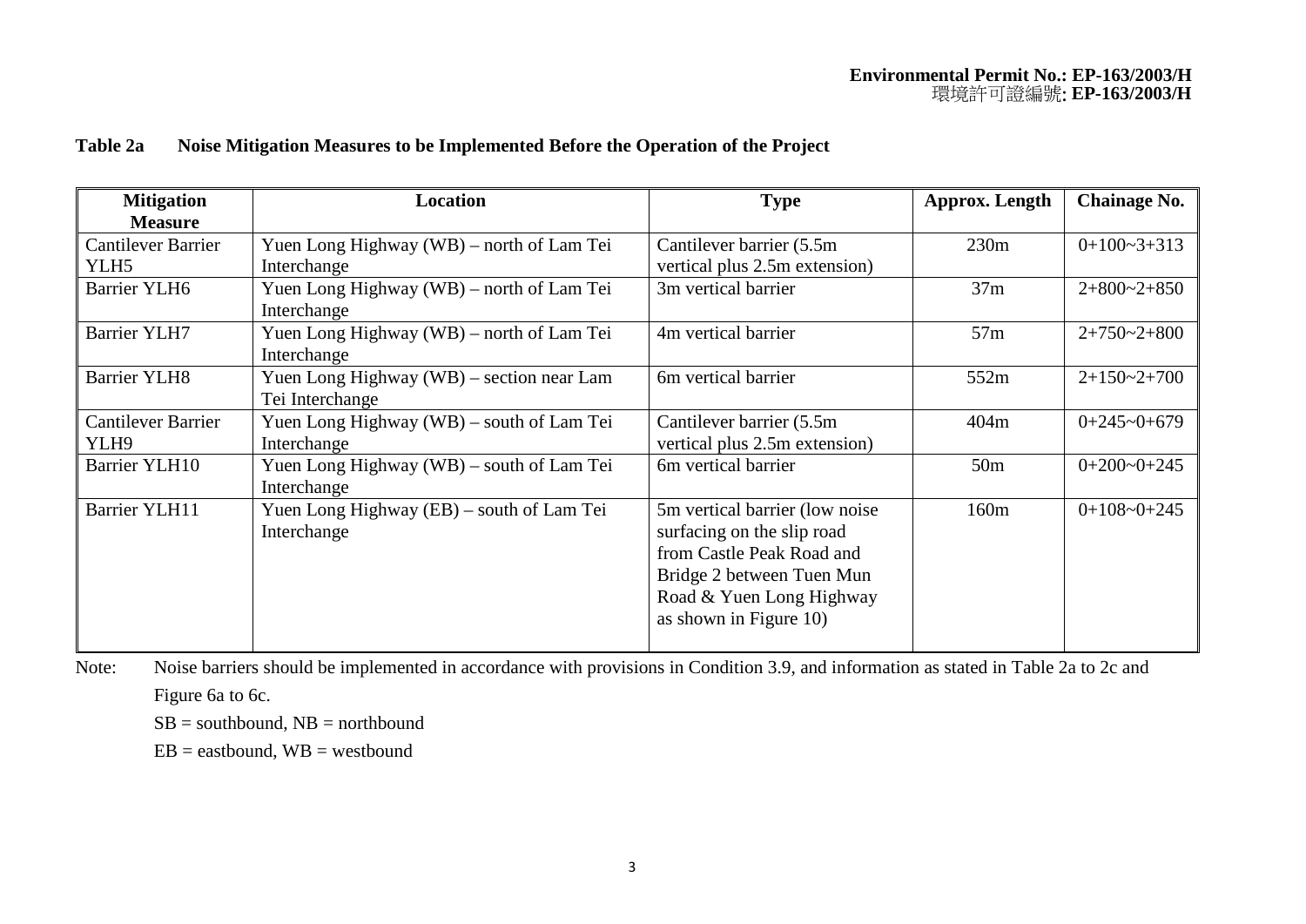**Environmental Permit No.: EP-163/2003/H**
環境許可證編號: **EP-163/2003/H**

**Table 2a Noise Mitigation Measures to be Implemented Before the Operation of the Project**

| Mitigation Measure | Location | Type | Approx. Length | Chainage No. |
|---|---|---|---|---|
| Cantilever Barrier YLH5 | Yuen Long Highway (WB) – north of Lam Tei Interchange | Cantilever barrier (5.5m vertical plus 2.5m extension) | 230m | 0+100~3+313 |
| Barrier YLH6 | Yuen Long Highway (WB) – north of Lam Tei Interchange | 3m vertical barrier | 37m | 2+800~2+850 |
| Barrier YLH7 | Yuen Long Highway (WB) – north of Lam Tei Interchange | 4m vertical barrier | 57m | 2+750~2+800 |
| Barrier YLH8 | Yuen Long Highway (WB) – section near Lam Tei Interchange | 6m vertical barrier | 552m | 2+150~2+700 |
| Cantilever Barrier YLH9 | Yuen Long Highway (WB) – south of Lam Tei Interchange | Cantilever barrier (5.5m vertical plus 2.5m extension) | 404m | 0+245~0+679 |
| Barrier YLH10 | Yuen Long Highway (WB) – south of Lam Tei Interchange | 6m vertical barrier | 50m | 0+200~0+245 |
| Barrier YLH11 | Yuen Long Highway (EB) – south of Lam Tei Interchange | 5m vertical barrier (low noise surfacing on the slip road from Castle Peak Road and Bridge 2 between Tuen Mun Road & Yuen Long Highway as shown in Figure 10) | 160m | 0+108~0+245 |

Note: Noise barriers should be implemented in accordance with provisions in Condition 3.9, and information as stated in Table 2a to 2c and Figure 6a to 6c.

SB = southbound, NB = northbound

EB = eastbound, WB = westbound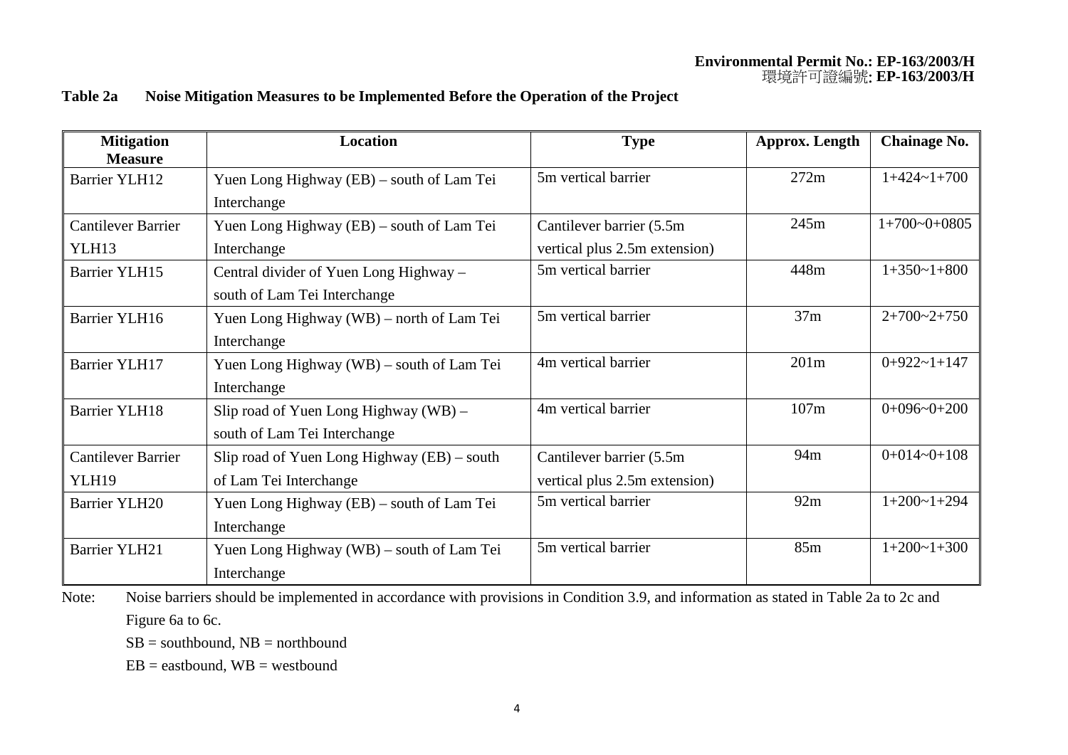**Table 2a Noise Mitigation Measures to be Implemented Before the Operation of the Project**

| Mitigation Measure | Location | Type | Approx. Length | Chainage No. |
|---|---|---|---|---|
| Barrier YLH12 | Yuen Long Highway (EB) – south of Lam Tei Interchange | 5m vertical barrier | 272m | 1+424~1+700 |
| Cantilever Barrier YLH13 | Yuen Long Highway (EB) – south of Lam Tei Interchange | Cantilever barrier (5.5m vertical plus 2.5m extension) | 245m | 1+700~0+0805 |
| Barrier YLH15 | Central divider of Yuen Long Highway – south of Lam Tei Interchange | 5m vertical barrier | 448m | 1+350~1+800 |
| Barrier YLH16 | Yuen Long Highway (WB) – north of Lam Tei Interchange | 5m vertical barrier | 37m | 2+700~2+750 |
| Barrier YLH17 | Yuen Long Highway (WB) – south of Lam Tei Interchange | 4m vertical barrier | 201m | 0+922~1+147 |
| Barrier YLH18 | Slip road of Yuen Long Highway (WB) – south of Lam Tei Interchange | 4m vertical barrier | 107m | 0+096~0+200 |
| Cantilever Barrier YLH19 | Slip road of Yuen Long Highway (EB) – south of Lam Tei Interchange | Cantilever barrier (5.5m vertical plus 2.5m extension) | 94m | 0+014~0+108 |
| Barrier YLH20 | Yuen Long Highway (EB) – south of Lam Tei Interchange | 5m vertical barrier | 92m | 1+200~1+294 |
| Barrier YLH21 | Yuen Long Highway (WB) – south of Lam Tei Interchange | 5m vertical barrier | 85m | 1+200~1+300 |

Note: Noise barriers should be implemented in accordance with provisions in Condition 3.9, and information as stated in Table 2a to 2c and Figure 6a to 6c.

SB = southbound, NB = northbound

EB = eastbound, WB = westbound